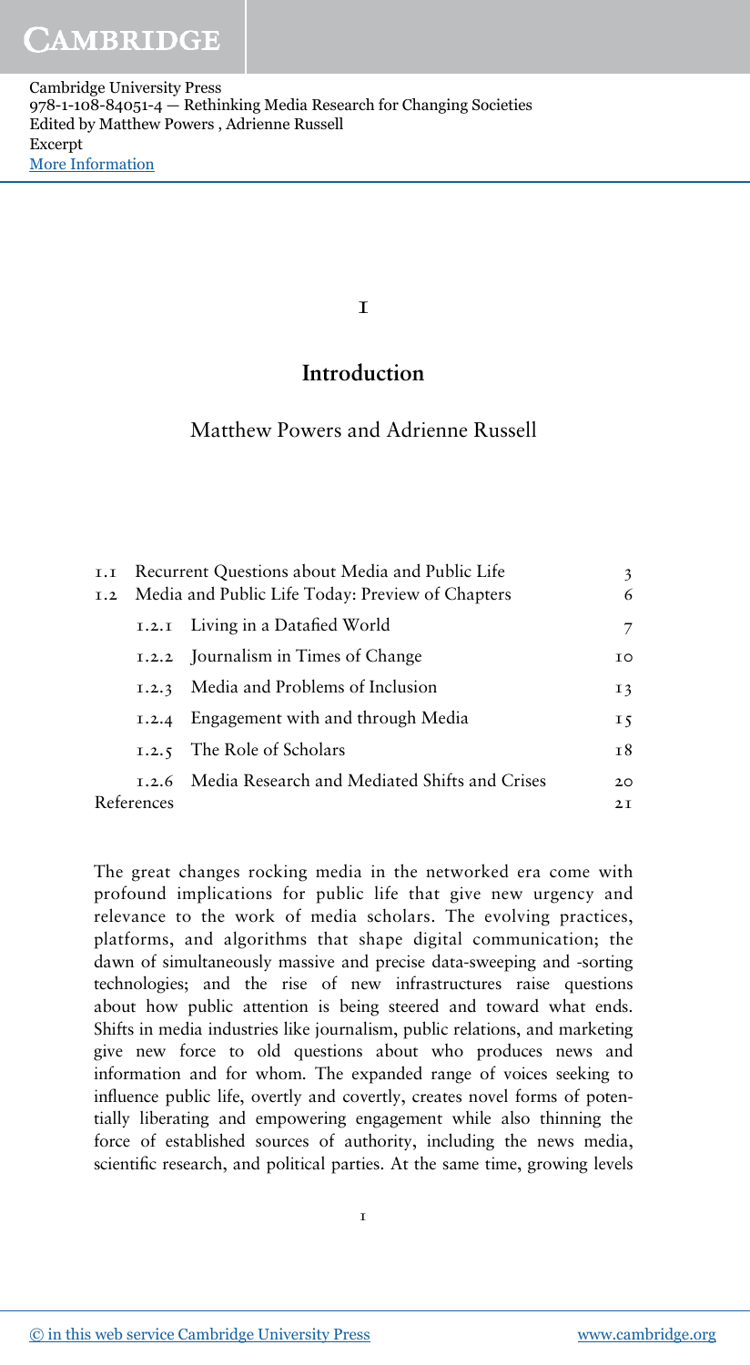# 1

# Introduction

## Matthew Powers and Adrienne Russell

| | | |
|---|---|---|
| 1.1 | Recurrent Questions about Media and Public Life | 3 |
| 1.2 | Media and Public Life Today: Preview of Chapters | 6 |
| | 1.2.1 Living in a Datafied World | 7 |
| | 1.2.2 Journalism in Times of Change | 10 |
| | 1.2.3 Media and Problems of Inclusion | 13 |
| | 1.2.4 Engagement with and through Media | 15 |
| | 1.2.5 The Role of Scholars | 18 |
| | 1.2.6 Media Research and Mediated Shifts and Crises | 20 |
| References | | 21 |

The great changes rocking media in the networked era come with profound implications for public life that give new urgency and relevance to the work of media scholars. The evolving practices, platforms, and algorithms that shape digital communication; the dawn of simultaneously massive and precise data-sweeping and -sorting technologies; and the rise of new infrastructures raise questions about how public attention is being steered and toward what ends. Shifts in media industries like journalism, public relations, and marketing give new force to old questions about who produces news and information and for whom. The expanded range of voices seeking to influence public life, overtly and covertly, creates novel forms of potentially liberating and empowering engagement while also thinning the force of established sources of authority, including the news media, scientific research, and political parties. At the same time, growing levels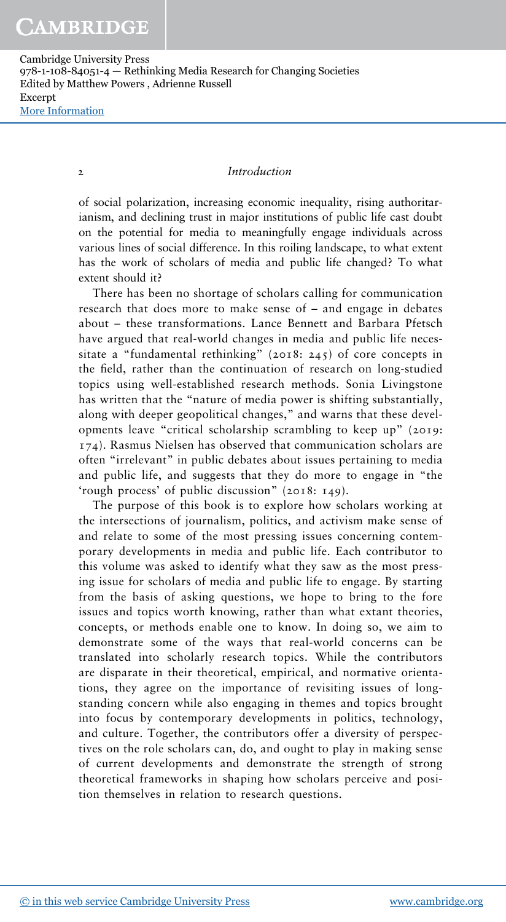of social polarization, increasing economic inequality, rising authoritarianism, and declining trust in major institutions of public life cast doubt on the potential for media to meaningfully engage individuals across various lines of social difference. In this roiling landscape, to what extent has the work of scholars of media and public life changed? To what extent should it?

There has been no shortage of scholars calling for communication research that does more to make sense of – and engage in debates about – these transformations. Lance Bennett and Barbara Pfetsch have argued that real-world changes in media and public life necessitate a "fundamental rethinking" (2018: 245) of core concepts in the field, rather than the continuation of research on long-studied topics using well-established research methods. Sonia Livingstone has written that the "nature of media power is shifting substantially, along with deeper geopolitical changes," and warns that these developments leave "critical scholarship scrambling to keep up" (2019: 174). Rasmus Nielsen has observed that communication scholars are often "irrelevant" in public debates about issues pertaining to media and public life, and suggests that they do more to engage in "the 'rough process' of public discussion" (2018: 149).

The purpose of this book is to explore how scholars working at the intersections of journalism, politics, and activism make sense of and relate to some of the most pressing issues concerning contemporary developments in media and public life. Each contributor to this volume was asked to identify what they saw as the most pressing issue for scholars of media and public life to engage. By starting from the basis of asking questions, we hope to bring to the fore issues and topics worth knowing, rather than what extant theories, concepts, or methods enable one to know. In doing so, we aim to demonstrate some of the ways that real-world concerns can be translated into scholarly research topics. While the contributors are disparate in their theoretical, empirical, and normative orientations, they agree on the importance of revisiting issues of longstanding concern while also engaging in themes and topics brought into focus by contemporary developments in politics, technology, and culture. Together, the contributors offer a diversity of perspectives on the role scholars can, do, and ought to play in making sense of current developments and demonstrate the strength of strong theoretical frameworks in shaping how scholars perceive and position themselves in relation to research questions.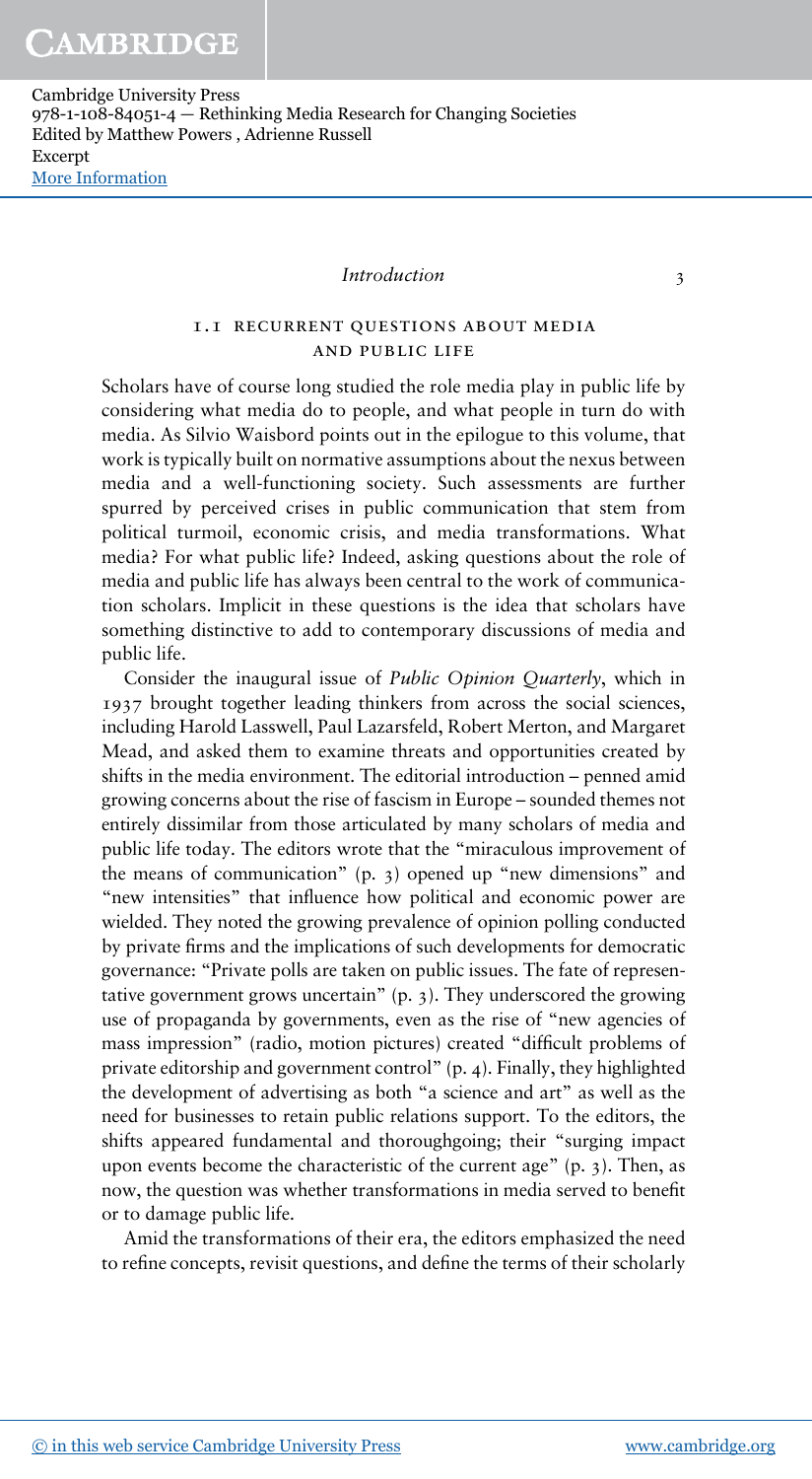## 1.1 RECURRENT QUESTIONS ABOUT MEDIA AND PUBLIC LIFE

Scholars have of course long studied the role media play in public life by considering what media do to people, and what people in turn do with media. As Silvio Waisbord points out in the epilogue to this volume, that work is typically built on normative assumptions about the nexus between media and a well-functioning society. Such assessments are further spurred by perceived crises in public communication that stem from political turmoil, economic crisis, and media transformations. What media? For what public life? Indeed, asking questions about the role of media and public life has always been central to the work of communication scholars. Implicit in these questions is the idea that scholars have something distinctive to add to contemporary discussions of media and public life.

Consider the inaugural issue of *Public Opinion Quarterly*, which in 1937 brought together leading thinkers from across the social sciences, including Harold Lasswell, Paul Lazarsfeld, Robert Merton, and Margaret Mead, and asked them to examine threats and opportunities created by shifts in the media environment. The editorial introduction – penned amid growing concerns about the rise of fascism in Europe – sounded themes not entirely dissimilar from those articulated by many scholars of media and public life today. The editors wrote that the "miraculous improvement of the means of communication" (p. 3) opened up "new dimensions" and "new intensities" that influence how political and economic power are wielded. They noted the growing prevalence of opinion polling conducted by private firms and the implications of such developments for democratic governance: "Private polls are taken on public issues. The fate of representative government grows uncertain" (p. 3). They underscored the growing use of propaganda by governments, even as the rise of "new agencies of mass impression" (radio, motion pictures) created "difficult problems of private editorship and government control" (p. 4). Finally, they highlighted the development of advertising as both "a science and art" as well as the need for businesses to retain public relations support. To the editors, the shifts appeared fundamental and thoroughgoing; their "surging impact upon events become the characteristic of the current age" (p. 3). Then, as now, the question was whether transformations in media served to benefit or to damage public life.

Amid the transformations of their era, the editors emphasized the need to refine concepts, revisit questions, and define the terms of their scholarly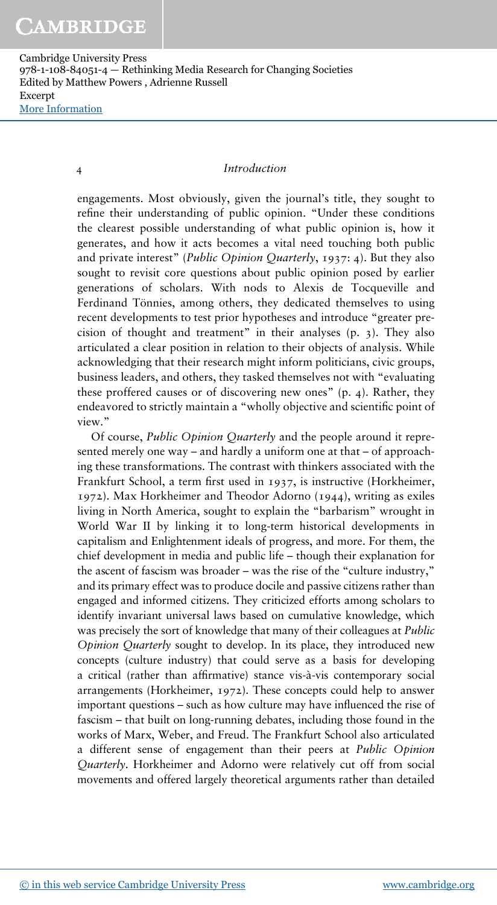engagements. Most obviously, given the journal's title, they sought to refine their understanding of public opinion. "Under these conditions the clearest possible understanding of what public opinion is, how it generates, and how it acts becomes a vital need touching both public and private interest" (*Public Opinion Quarterly*, 1937: 4). But they also sought to revisit core questions about public opinion posed by earlier generations of scholars. With nods to Alexis de Tocqueville and Ferdinand Tönnies, among others, they dedicated themselves to using recent developments to test prior hypotheses and introduce "greater precision of thought and treatment" in their analyses (p. 3). They also articulated a clear position in relation to their objects of analysis. While acknowledging that their research might inform politicians, civic groups, business leaders, and others, they tasked themselves not with "evaluating these proffered causes or of discovering new ones" (p. 4). Rather, they endeavored to strictly maintain a "wholly objective and scientific point of view."

Of course, *Public Opinion Quarterly* and the people around it represented merely one way – and hardly a uniform one at that – of approaching these transformations. The contrast with thinkers associated with the Frankfurt School, a term first used in 1937, is instructive (Horkheimer, 1972). Max Horkheimer and Theodor Adorno (1944), writing as exiles living in North America, sought to explain the "barbarism" wrought in World War II by linking it to long-term historical developments in capitalism and Enlightenment ideals of progress, and more. For them, the chief development in media and public life – though their explanation for the ascent of fascism was broader – was the rise of the "culture industry," and its primary effect was to produce docile and passive citizens rather than engaged and informed citizens. They criticized efforts among scholars to identify invariant universal laws based on cumulative knowledge, which was precisely the sort of knowledge that many of their colleagues at *Public Opinion Quarterly* sought to develop. In its place, they introduced new concepts (culture industry) that could serve as a basis for developing a critical (rather than affirmative) stance vis-à-vis contemporary social arrangements (Horkheimer, 1972). These concepts could help to answer important questions – such as how culture may have influenced the rise of fascism – that built on long-running debates, including those found in the works of Marx, Weber, and Freud. The Frankfurt School also articulated a different sense of engagement than their peers at *Public Opinion Quarterly*. Horkheimer and Adorno were relatively cut off from social movements and offered largely theoretical arguments rather than detailed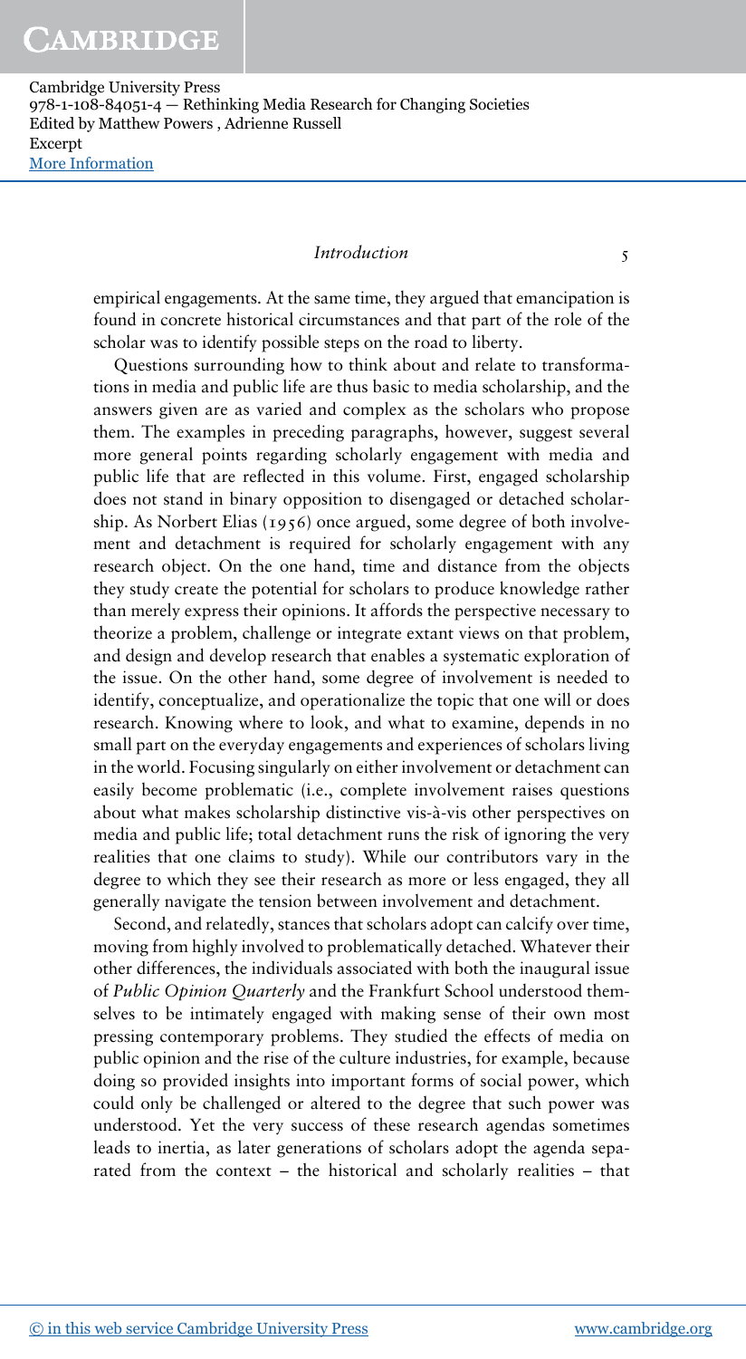empirical engagements. At the same time, they argued that emancipation is found in concrete historical circumstances and that part of the role of the scholar was to identify possible steps on the road to liberty.

Questions surrounding how to think about and relate to transformations in media and public life are thus basic to media scholarship, and the answers given are as varied and complex as the scholars who propose them. The examples in preceding paragraphs, however, suggest several more general points regarding scholarly engagement with media and public life that are reflected in this volume. First, engaged scholarship does not stand in binary opposition to disengaged or detached scholarship. As Norbert Elias (1956) once argued, some degree of both involvement and detachment is required for scholarly engagement with any research object. On the one hand, time and distance from the objects they study create the potential for scholars to produce knowledge rather than merely express their opinions. It affords the perspective necessary to theorize a problem, challenge or integrate extant views on that problem, and design and develop research that enables a systematic exploration of the issue. On the other hand, some degree of involvement is needed to identify, conceptualize, and operationalize the topic that one will or does research. Knowing where to look, and what to examine, depends in no small part on the everyday engagements and experiences of scholars living in the world. Focusing singularly on either involvement or detachment can easily become problematic (i.e., complete involvement raises questions about what makes scholarship distinctive vis-à-vis other perspectives on media and public life; total detachment runs the risk of ignoring the very realities that one claims to study). While our contributors vary in the degree to which they see their research as more or less engaged, they all generally navigate the tension between involvement and detachment.

Second, and relatedly, stances that scholars adopt can calcify over time, moving from highly involved to problematically detached. Whatever their other differences, the individuals associated with both the inaugural issue of *Public Opinion Quarterly* and the Frankfurt School understood themselves to be intimately engaged with making sense of their own most pressing contemporary problems. They studied the effects of media on public opinion and the rise of the culture industries, for example, because doing so provided insights into important forms of social power, which could only be challenged or altered to the degree that such power was understood. Yet the very success of these research agendas sometimes leads to inertia, as later generations of scholars adopt the agenda separated from the context – the historical and scholarly realities – that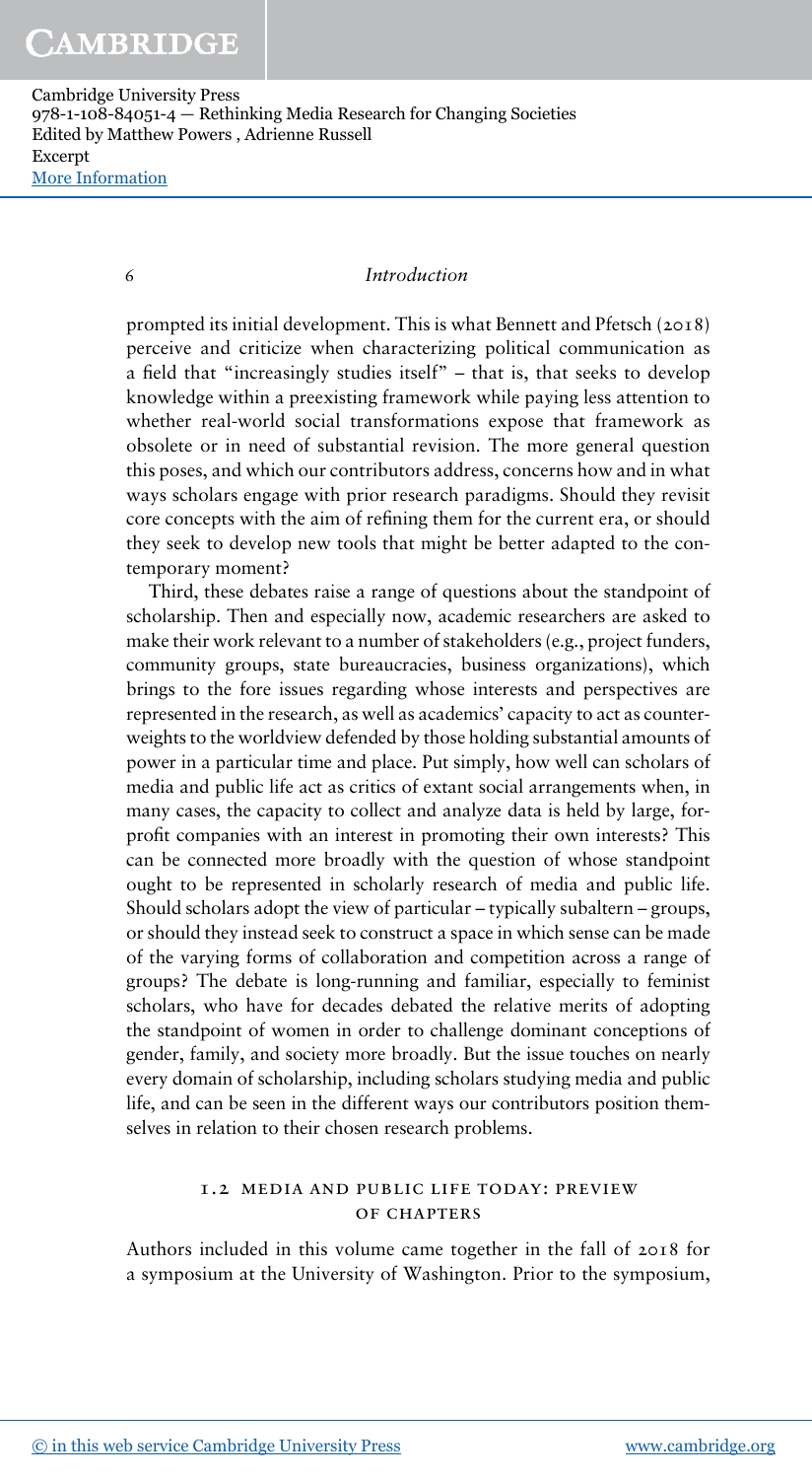prompted its initial development. This is what Bennett and Pfetsch (2018) perceive and criticize when characterizing political communication as a field that "increasingly studies itself" – that is, that seeks to develop knowledge within a preexisting framework while paying less attention to whether real-world social transformations expose that framework as obsolete or in need of substantial revision. The more general question this poses, and which our contributors address, concerns how and in what ways scholars engage with prior research paradigms. Should they revisit core concepts with the aim of refining them for the current era, or should they seek to develop new tools that might be better adapted to the contemporary moment?

Third, these debates raise a range of questions about the standpoint of scholarship. Then and especially now, academic researchers are asked to make their work relevant to a number of stakeholders (e.g., project funders, community groups, state bureaucracies, business organizations), which brings to the fore issues regarding whose interests and perspectives are represented in the research, as well as academics' capacity to act as counterweights to the worldview defended by those holding substantial amounts of power in a particular time and place. Put simply, how well can scholars of media and public life act as critics of extant social arrangements when, in many cases, the capacity to collect and analyze data is held by large, for-profit companies with an interest in promoting their own interests? This can be connected more broadly with the question of whose standpoint ought to be represented in scholarly research of media and public life. Should scholars adopt the view of particular – typically subaltern – groups, or should they instead seek to construct a space in which sense can be made of the varying forms of collaboration and competition across a range of groups? The debate is long-running and familiar, especially to feminist scholars, who have for decades debated the relative merits of adopting the standpoint of women in order to challenge dominant conceptions of gender, family, and society more broadly. But the issue touches on nearly every domain of scholarship, including scholars studying media and public life, and can be seen in the different ways our contributors position themselves in relation to their chosen research problems.

## 1.2 MEDIA AND PUBLIC LIFE TODAY: PREVIEW OF CHAPTERS

Authors included in this volume came together in the fall of 2018 for a symposium at the University of Washington. Prior to the symposium,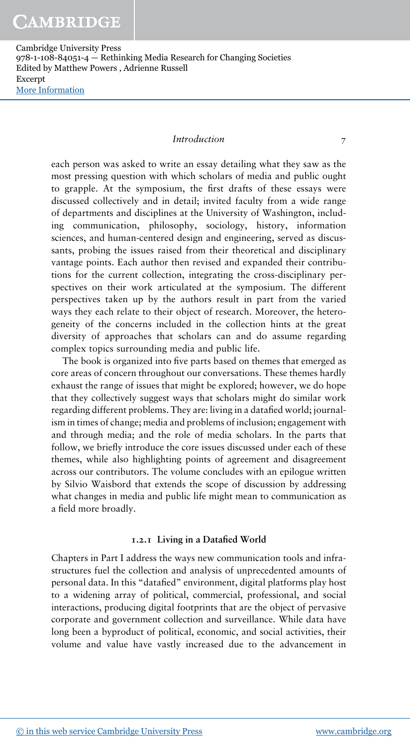each person was asked to write an essay detailing what they saw as the most pressing question with which scholars of media and public ought to grapple. At the symposium, the first drafts of these essays were discussed collectively and in detail; invited faculty from a wide range of departments and disciplines at the University of Washington, including communication, philosophy, sociology, history, information sciences, and human-centered design and engineering, served as discussants, probing the issues raised from their theoretical and disciplinary vantage points. Each author then revised and expanded their contributions for the current collection, integrating the cross-disciplinary perspectives on their work articulated at the symposium. The different perspectives taken up by the authors result in part from the varied ways they each relate to their object of research. Moreover, the heterogeneity of the concerns included in the collection hints at the great diversity of approaches that scholars can and do assume regarding complex topics surrounding media and public life.

The book is organized into five parts based on themes that emerged as core areas of concern throughout our conversations. These themes hardly exhaust the range of issues that might be explored; however, we do hope that they collectively suggest ways that scholars might do similar work regarding different problems. They are: living in a datafied world; journalism in times of change; media and problems of inclusion; engagement with and through media; and the role of media scholars. In the parts that follow, we briefly introduce the core issues discussed under each of these themes, while also highlighting points of agreement and disagreement across our contributors. The volume concludes with an epilogue written by Silvio Waisbord that extends the scope of discussion by addressing what changes in media and public life might mean to communication as a field more broadly.

### 1.2.1 Living in a Datafied World

Chapters in Part I address the ways new communication tools and infrastructures fuel the collection and analysis of unprecedented amounts of personal data. In this "datafied" environment, digital platforms play host to a widening array of political, commercial, professional, and social interactions, producing digital footprints that are the object of pervasive corporate and government collection and surveillance. While data have long been a byproduct of political, economic, and social activities, their volume and value have vastly increased due to the advancement in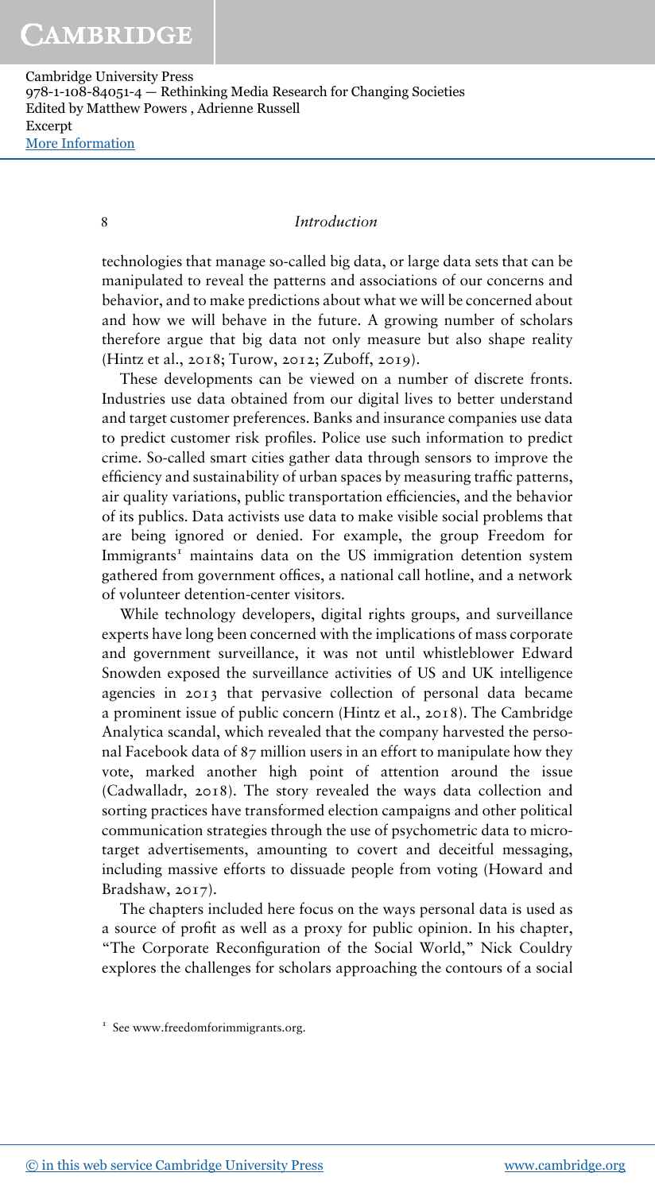technologies that manage so-called big data, or large data sets that can be manipulated to reveal the patterns and associations of our concerns and behavior, and to make predictions about what we will be concerned about and how we will behave in the future. A growing number of scholars therefore argue that big data not only measure but also shape reality (Hintz et al., 2018; Turow, 2012; Zuboff, 2019).

These developments can be viewed on a number of discrete fronts. Industries use data obtained from our digital lives to better understand and target customer preferences. Banks and insurance companies use data to predict customer risk profiles. Police use such information to predict crime. So-called smart cities gather data through sensors to improve the efficiency and sustainability of urban spaces by measuring traffic patterns, air quality variations, public transportation efficiencies, and the behavior of its publics. Data activists use data to make visible social problems that are being ignored or denied. For example, the group Freedom for Immigrants[1] maintains data on the US immigration detention system gathered from government offices, a national call hotline, and a network of volunteer detention-center visitors.

While technology developers, digital rights groups, and surveillance experts have long been concerned with the implications of mass corporate and government surveillance, it was not until whistleblower Edward Snowden exposed the surveillance activities of US and UK intelligence agencies in 2013 that pervasive collection of personal data became a prominent issue of public concern (Hintz et al., 2018). The Cambridge Analytica scandal, which revealed that the company harvested the personal Facebook data of 87 million users in an effort to manipulate how they vote, marked another high point of attention around the issue (Cadwalladr, 2018). The story revealed the ways data collection and sorting practices have transformed election campaigns and other political communication strategies through the use of psychometric data to micro-target advertisements, amounting to covert and deceitful messaging, including massive efforts to dissuade people from voting (Howard and Bradshaw, 2017).

The chapters included here focus on the ways personal data is used as a source of profit as well as a proxy for public opinion. In his chapter, "The Corporate Reconfiguration of the Social World," Nick Couldry explores the challenges for scholars approaching the contours of a social

[1] See www.freedomforimmigrants.org.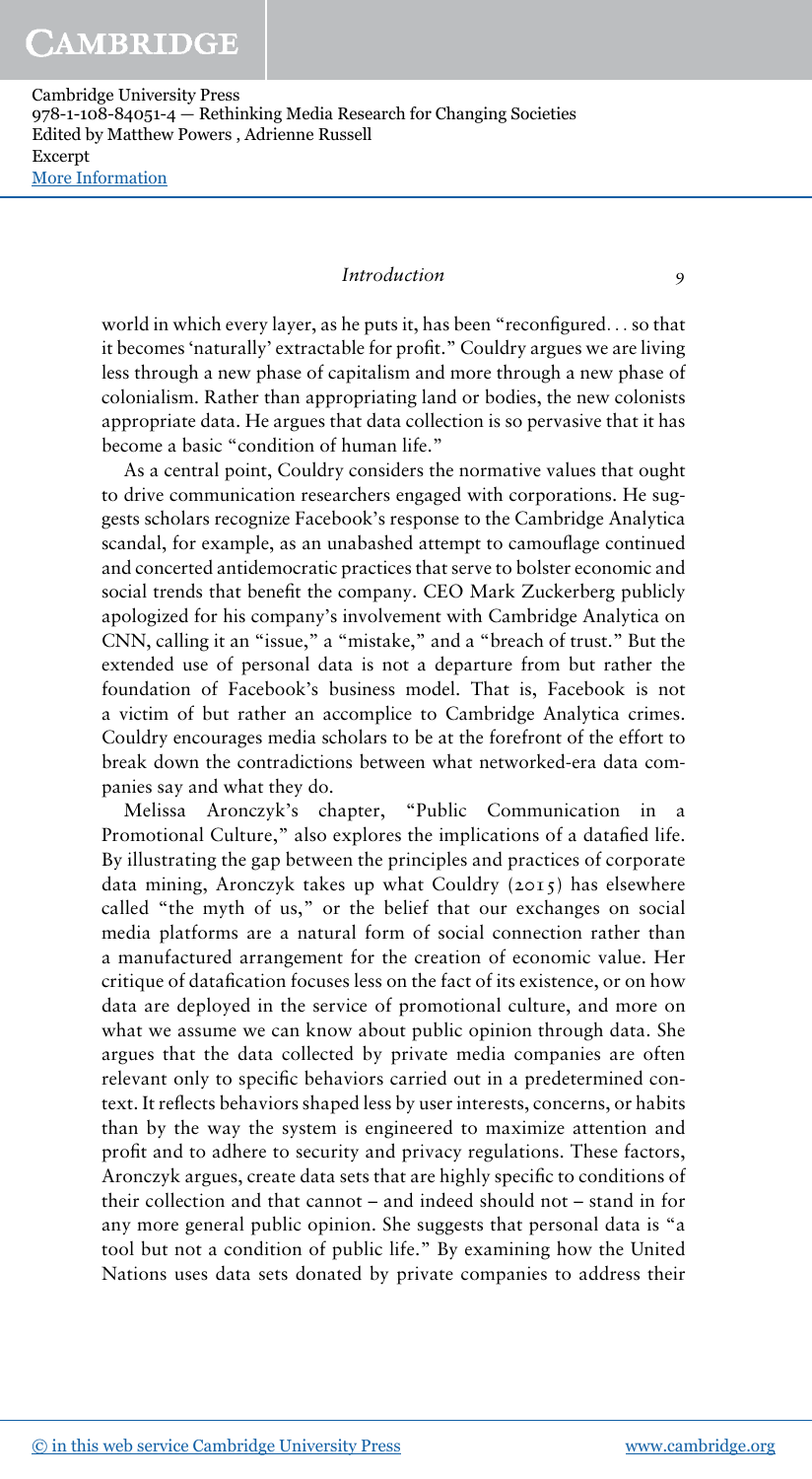world in which every layer, as he puts it, has been "reconfigured... so that it becomes 'naturally' extractable for profit." Couldry argues we are living less through a new phase of capitalism and more through a new phase of colonialism. Rather than appropriating land or bodies, the new colonists appropriate data. He argues that data collection is so pervasive that it has become a basic "condition of human life."

As a central point, Couldry considers the normative values that ought to drive communication researchers engaged with corporations. He suggests scholars recognize Facebook's response to the Cambridge Analytica scandal, for example, as an unabashed attempt to camouflage continued and concerted antidemocratic practices that serve to bolster economic and social trends that benefit the company. CEO Mark Zuckerberg publicly apologized for his company's involvement with Cambridge Analytica on CNN, calling it an "issue," a "mistake," and a "breach of trust." But the extended use of personal data is not a departure from but rather the foundation of Facebook's business model. That is, Facebook is not a victim of but rather an accomplice to Cambridge Analytica crimes. Couldry encourages media scholars to be at the forefront of the effort to break down the contradictions between what networked-era data companies say and what they do.

Melissa Aronczyk's chapter, "Public Communication in a Promotional Culture," also explores the implications of a datafied life. By illustrating the gap between the principles and practices of corporate data mining, Aronczyk takes up what Couldry (2015) has elsewhere called "the myth of us," or the belief that our exchanges on social media platforms are a natural form of social connection rather than a manufactured arrangement for the creation of economic value. Her critique of datafication focuses less on the fact of its existence, or on how data are deployed in the service of promotional culture, and more on what we assume we can know about public opinion through data. She argues that the data collected by private media companies are often relevant only to specific behaviors carried out in a predetermined context. It reflects behaviors shaped less by user interests, concerns, or habits than by the way the system is engineered to maximize attention and profit and to adhere to security and privacy regulations. These factors, Aronczyk argues, create data sets that are highly specific to conditions of their collection and that cannot – and indeed should not – stand in for any more general public opinion. She suggests that personal data is "a tool but not a condition of public life." By examining how the United Nations uses data sets donated by private companies to address their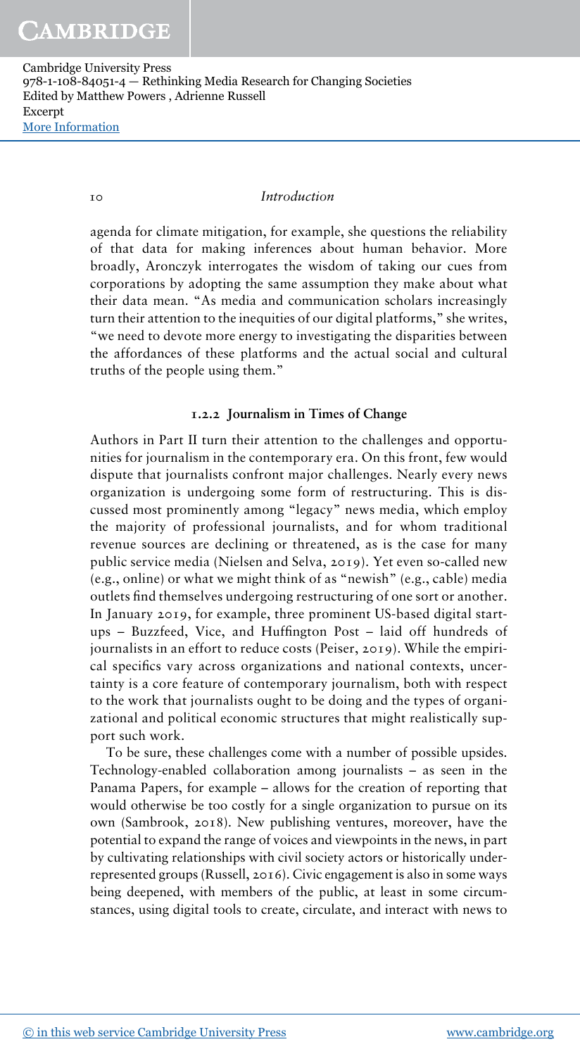agenda for climate mitigation, for example, she questions the reliability of that data for making inferences about human behavior. More broadly, Aronczyk interrogates the wisdom of taking our cues from corporations by adopting the same assumption they make about what their data mean. "As media and communication scholars increasingly turn their attention to the inequities of our digital platforms," she writes, "we need to devote more energy to investigating the disparities between the affordances of these platforms and the actual social and cultural truths of the people using them."

### 1.2.2 Journalism in Times of Change

Authors in Part II turn their attention to the challenges and opportunities for journalism in the contemporary era. On this front, few would dispute that journalists confront major challenges. Nearly every news organization is undergoing some form of restructuring. This is discussed most prominently among "legacy" news media, which employ the majority of professional journalists, and for whom traditional revenue sources are declining or threatened, as is the case for many public service media (Nielsen and Selva, 2019). Yet even so-called new (e.g., online) or what we might think of as "newish" (e.g., cable) media outlets find themselves undergoing restructuring of one sort or another. In January 2019, for example, three prominent US-based digital startups – Buzzfeed, Vice, and Huffington Post – laid off hundreds of journalists in an effort to reduce costs (Peiser, 2019). While the empirical specifics vary across organizations and national contexts, uncertainty is a core feature of contemporary journalism, both with respect to the work that journalists ought to be doing and the types of organizational and political economic structures that might realistically support such work.

To be sure, these challenges come with a number of possible upsides. Technology-enabled collaboration among journalists – as seen in the Panama Papers, for example – allows for the creation of reporting that would otherwise be too costly for a single organization to pursue on its own (Sambrook, 2018). New publishing ventures, moreover, have the potential to expand the range of voices and viewpoints in the news, in part by cultivating relationships with civil society actors or historically underrepresented groups (Russell, 2016). Civic engagement is also in some ways being deepened, with members of the public, at least in some circumstances, using digital tools to create, circulate, and interact with news to